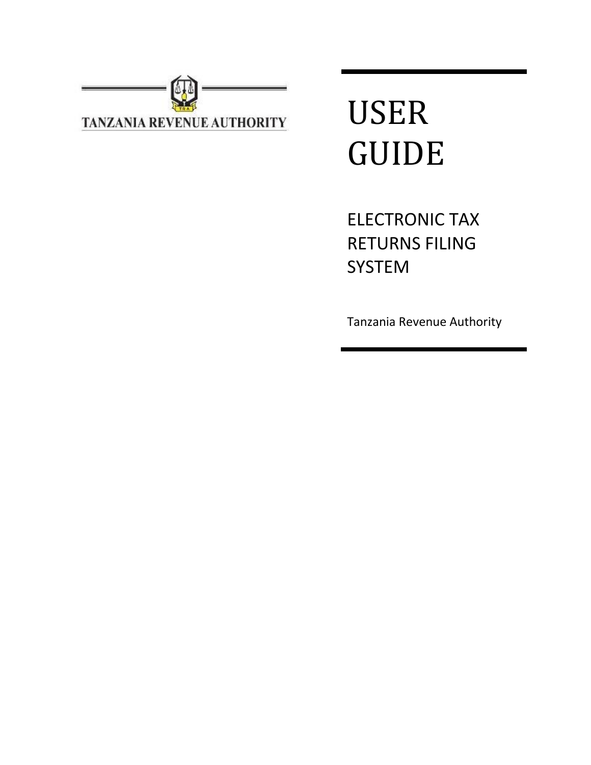TANZANIA REVENUE AUTHORITY

# USER GUIDE

## ELECTRONIC TAX RETURNS FILING SYSTEM

Tanzania Revenue Authority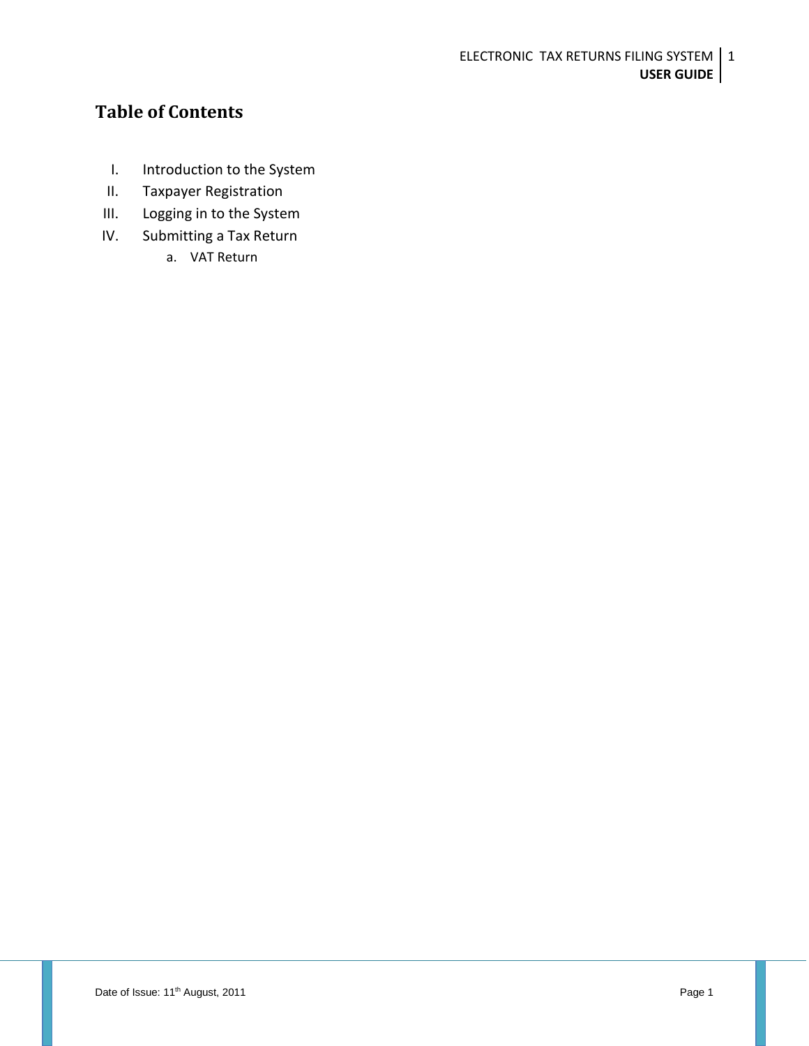# Table of Contents

I. Introduction to the System
II. Taxpayer Registration
III. Logging in to the System
IV. Submitting a Tax Return
   a. VAT Return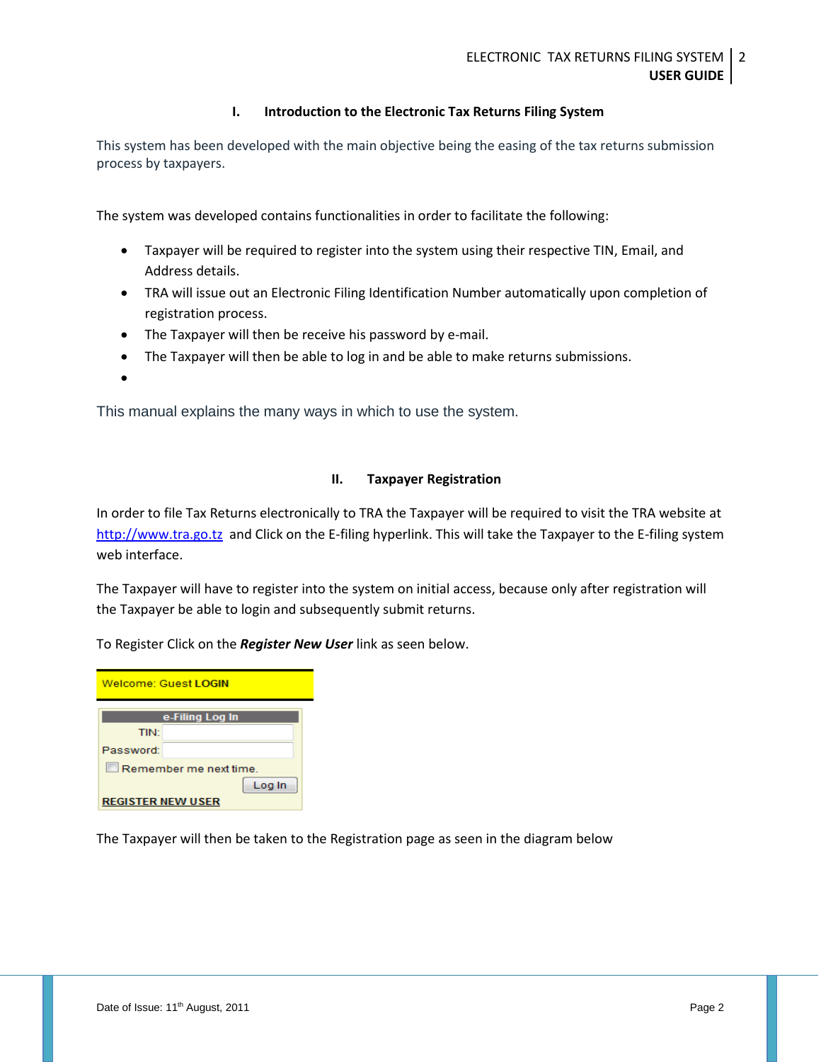## I. Introduction to the Electronic Tax Returns Filing System

This system has been developed with the main objective being the easing of the tax returns submission process by taxpayers.

The system was developed contains functionalities in order to facilitate the following:

- Taxpayer will be required to register into the system using their respective TIN, Email, and Address details.
- TRA will issue out an Electronic Filing Identification Number automatically upon completion of registration process.
- The Taxpayer will then be receive his password by e-mail.
- The Taxpayer will then be able to log in and be able to make returns submissions.
- 

This manual explains the many ways in which to use the system.

## II. Taxpayer Registration

In order to file Tax Returns electronically to TRA the Taxpayer will be required to visit the TRA website at http://www.tra.go.tz and Click on the E-filing hyperlink. This will take the Taxpayer to the E-filing system web interface.

The Taxpayer will have to register into the system on initial access, because only after registration will the Taxpayer be able to login and subsequently submit returns.

To Register Click on the ***Register New User*** link as seen below.

Welcome: Guest **LOGIN**

e-Filing Log In

TIN:

Password:

Remember me next time.

Log In

REGISTER NEW USER

The Taxpayer will then be taken to the Registration page as seen in the diagram below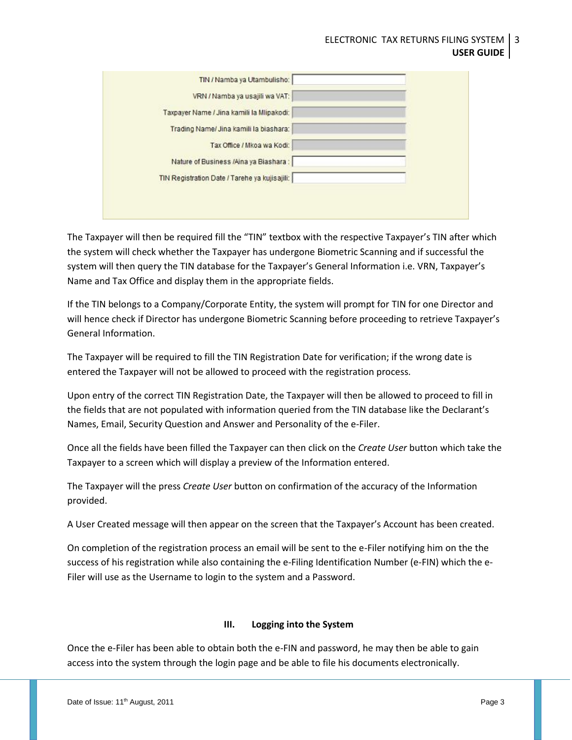| | |
|---|---|
| TIN / Namba ya Utambulisho: | |
| VRN / Namba ya usajili wa VAT: | |
| Taxpayer Name / Jina kamili la Mlipakodi: | |
| Trading Name/ Jina kamili la biashara: | |
| Tax Office / Mkoa wa Kodi: | |
| Nature of Business /Aina ya Biashara : | |
| TIN Registration Date / Tarehe ya kujisajili: | |

The Taxpayer will then be required fill the "TIN" textbox with the respective Taxpayer's TIN after which the system will check whether the Taxpayer has undergone Biometric Scanning and if successful the system will then query the TIN database for the Taxpayer's General Information i.e. VRN, Taxpayer's Name and Tax Office and display them in the appropriate fields.

If the TIN belongs to a Company/Corporate Entity, the system will prompt for TIN for one Director and will hence check if Director has undergone Biometric Scanning before proceeding to retrieve Taxpayer's General Information.

The Taxpayer will be required to fill the TIN Registration Date for verification; if the wrong date is entered the Taxpayer will not be allowed to proceed with the registration process.

Upon entry of the correct TIN Registration Date, the Taxpayer will then be allowed to proceed to fill in the fields that are not populated with information queried from the TIN database like the Declarant's Names, Email, Security Question and Answer and Personality of the e-Filer.

Once all the fields have been filled the Taxpayer can then click on the *Create User* button which take the Taxpayer to a screen which will display a preview of the Information entered.

The Taxpayer will the press *Create User* button on confirmation of the accuracy of the Information provided.

A User Created message will then appear on the screen that the Taxpayer's Account has been created.

On completion of the registration process an email will be sent to the e-Filer notifying him on the the success of his registration while also containing the e-Filing Identification Number (e-FIN) which the e-Filer will use as the Username to login to the system and a Password.

### III. Logging into the System

Once the e-Filer has been able to obtain both the e-FIN and password, he may then be able to gain access into the system through the login page and be able to file his documents electronically.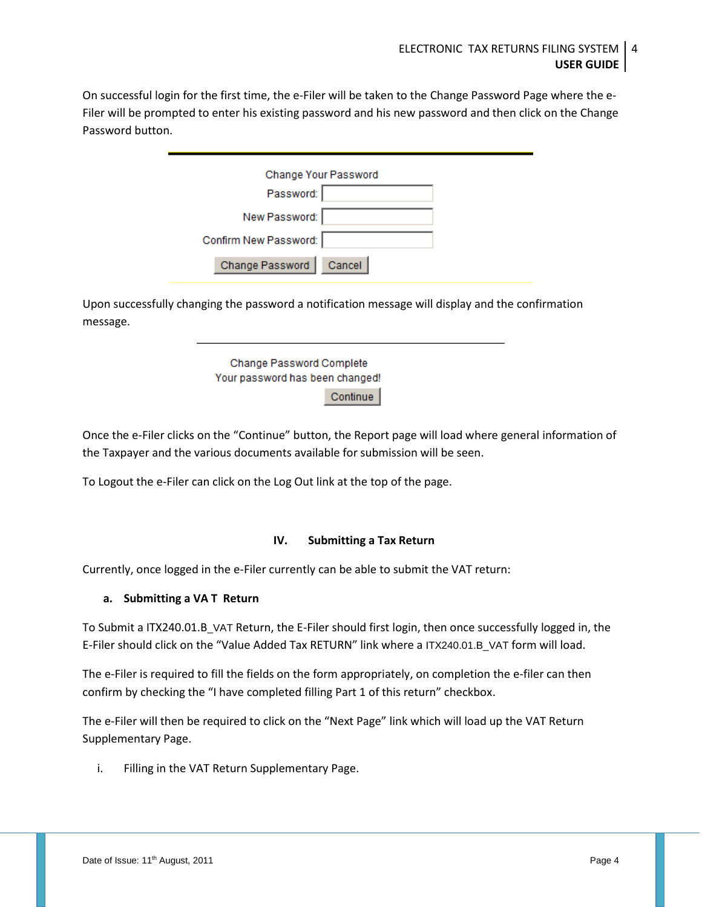On successful login for the first time, the e-Filer will be taken to the Change Password Page where the e-Filer will be prompted to enter his existing password and his new password and then click on the Change Password button.

Change Your Password

Password:

New Password:

Confirm New Password:

Change Password | Cancel

Upon successfully changing the password a notification message will display and the confirmation message.

Change Password Complete

Your password has been changed!

Continue

Once the e-Filer clicks on the "Continue" button, the Report page will load where general information of the Taxpayer and the various documents available for submission will be seen.

To Logout the e-Filer can click on the Log Out link at the top of the page.

## IV. Submitting a Tax Return

Currently, once logged in the e-Filer currently can be able to submit the VAT return:

### a. Submitting a VA T Return

To Submit a ITX240.01.B_VAT Return, the E-Filer should first login, then once successfully logged in, the E-Filer should click on the "Value Added Tax RETURN" link where a ITX240.01.B_VAT form will load.

The e-Filer is required to fill the fields on the form appropriately, on completion the e-filer can then confirm by checking the "I have completed filling Part 1 of this return" checkbox.

The e-Filer will then be required to click on the "Next Page" link which will load up the VAT Return Supplementary Page.

i. Filling in the VAT Return Supplementary Page.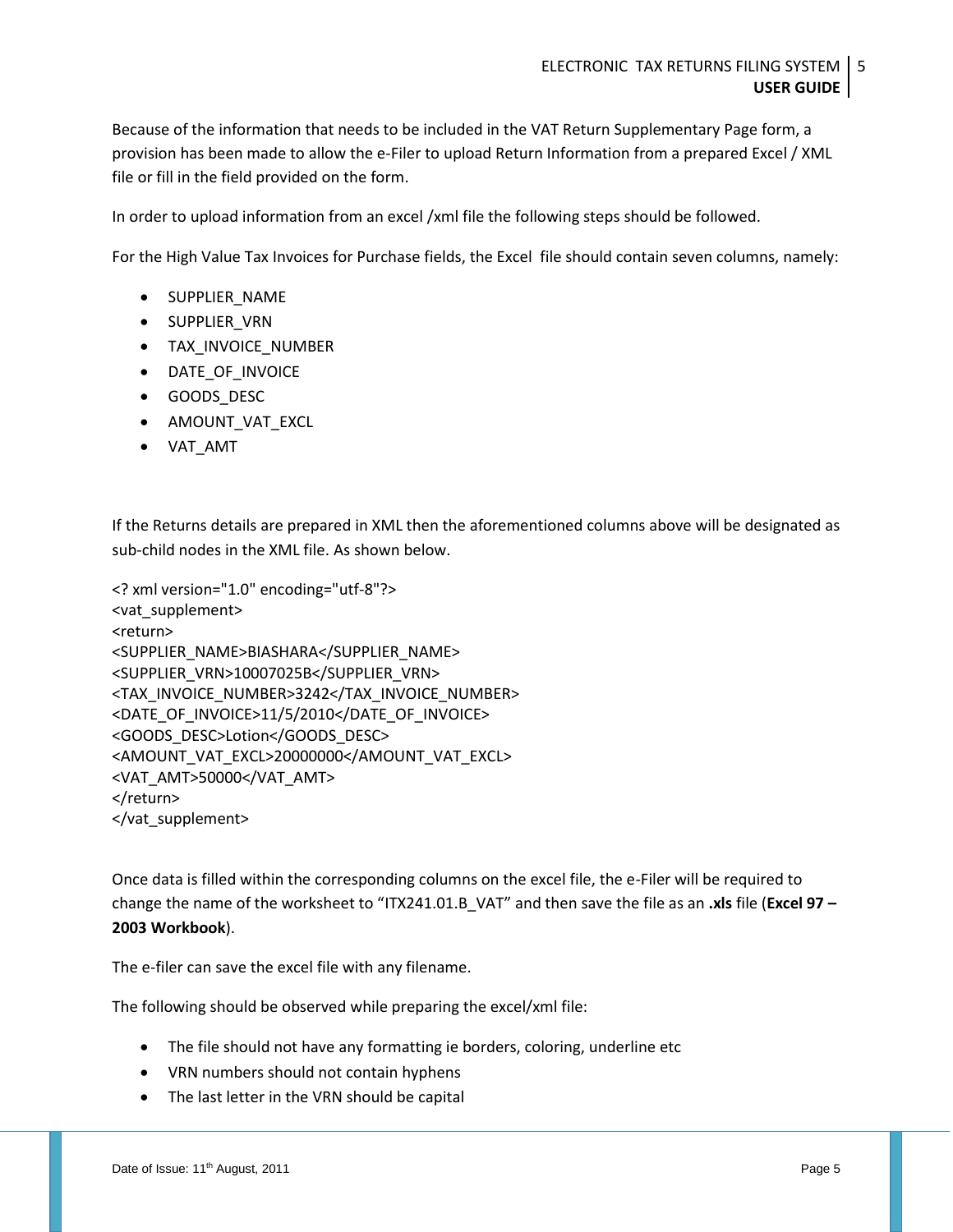Because of the information that needs to be included in the VAT Return Supplementary Page form, a provision has been made to allow the e-Filer to upload Return Information from a prepared Excel / XML file or fill in the field provided on the form.

In order to upload information from an excel /xml file the following steps should be followed.

For the High Value Tax Invoices for Purchase fields, the Excel file should contain seven columns, namely:

- SUPPLIER_NAME
- SUPPLIER_VRN
- TAX_INVOICE_NUMBER
- DATE_OF_INVOICE
- GOODS_DESC
- AMOUNT_VAT_EXCL
- VAT_AMT

If the Returns details are prepared in XML then the aforementioned columns above will be designated as sub-child nodes in the XML file. As shown below.

```
<? xml version="1.0" encoding="utf-8"?>
<vat_supplement>
<return>
<SUPPLIER_NAME>BIASHARA</SUPPLIER_NAME>
<SUPPLIER_VRN>10007025B</SUPPLIER_VRN>
<TAX_INVOICE_NUMBER>3242</TAX_INVOICE_NUMBER>
<DATE_OF_INVOICE>11/5/2010</DATE_OF_INVOICE>
<GOODS_DESC>Lotion</GOODS_DESC>
<AMOUNT_VAT_EXCL>20000000</AMOUNT_VAT_EXCL>
<VAT_AMT>50000</VAT_AMT>
</return>
</vat_supplement>
```

Once data is filled within the corresponding columns on the excel file, the e-Filer will be required to change the name of the worksheet to “ITX241.01.B_VAT” and then save the file as an **.xls** file (**Excel 97 – 2003 Workbook**).

The e-filer can save the excel file with any filename.

The following should be observed while preparing the excel/xml file:

- The file should not have any formatting ie borders, coloring, underline etc
- VRN numbers should not contain hyphens
- The last letter in the VRN should be capital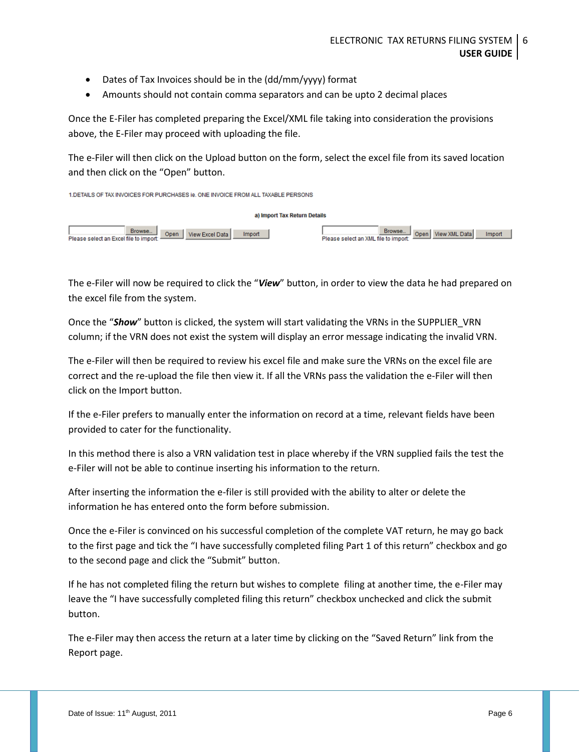- Dates of Tax Invoices should be in the (dd/mm/yyyy) format
- Amounts should not contain comma separators and can be upto 2 decimal places

Once the E-Filer has completed preparing the Excel/XML file taking into consideration the provisions above, the E-Filer may proceed with uploading the file.

The e-Filer will then click on the Upload button on the form, select the excel file from its saved location and then click on the "Open" button.

1.DETAILS OF TAX INVOICES FOR PURCHASES ie. ONE INVOICE FROM ALL TAXABLE PERSONS

a) Import Tax Return Details

Browse... Please select an Excel file to import: Open | View Excel Data | Import

Browse... Please select an XML file to import: Open | View XML Data | Import

The e-Filer will now be required to click the "***View***" button, in order to view the data he had prepared on the excel file from the system.

Once the "***Show***" button is clicked, the system will start validating the VRNs in the SUPPLIER_VRN column; if the VRN does not exist the system will display an error message indicating the invalid VRN.

The e-Filer will then be required to review his excel file and make sure the VRNs on the excel file are correct and the re-upload the file then view it. If all the VRNs pass the validation the e-Filer will then click on the Import button.

If the e-Filer prefers to manually enter the information on record at a time, relevant fields have been provided to cater for the functionality.

In this method there is also a VRN validation test in place whereby if the VRN supplied fails the test the e-Filer will not be able to continue inserting his information to the return.

After inserting the information the e-filer is still provided with the ability to alter or delete the information he has entered onto the form before submission.

Once the e-Filer is convinced on his successful completion of the complete VAT return, he may go back to the first page and tick the "I have successfully completed filing Part 1 of this return" checkbox and go to the second page and click the "Submit" button.

If he has not completed filing the return but wishes to complete filing at another time, the e-Filer may leave the "I have successfully completed filing this return" checkbox unchecked and click the submit button.

The e-Filer may then access the return at a later time by clicking on the "Saved Return" link from the Report page.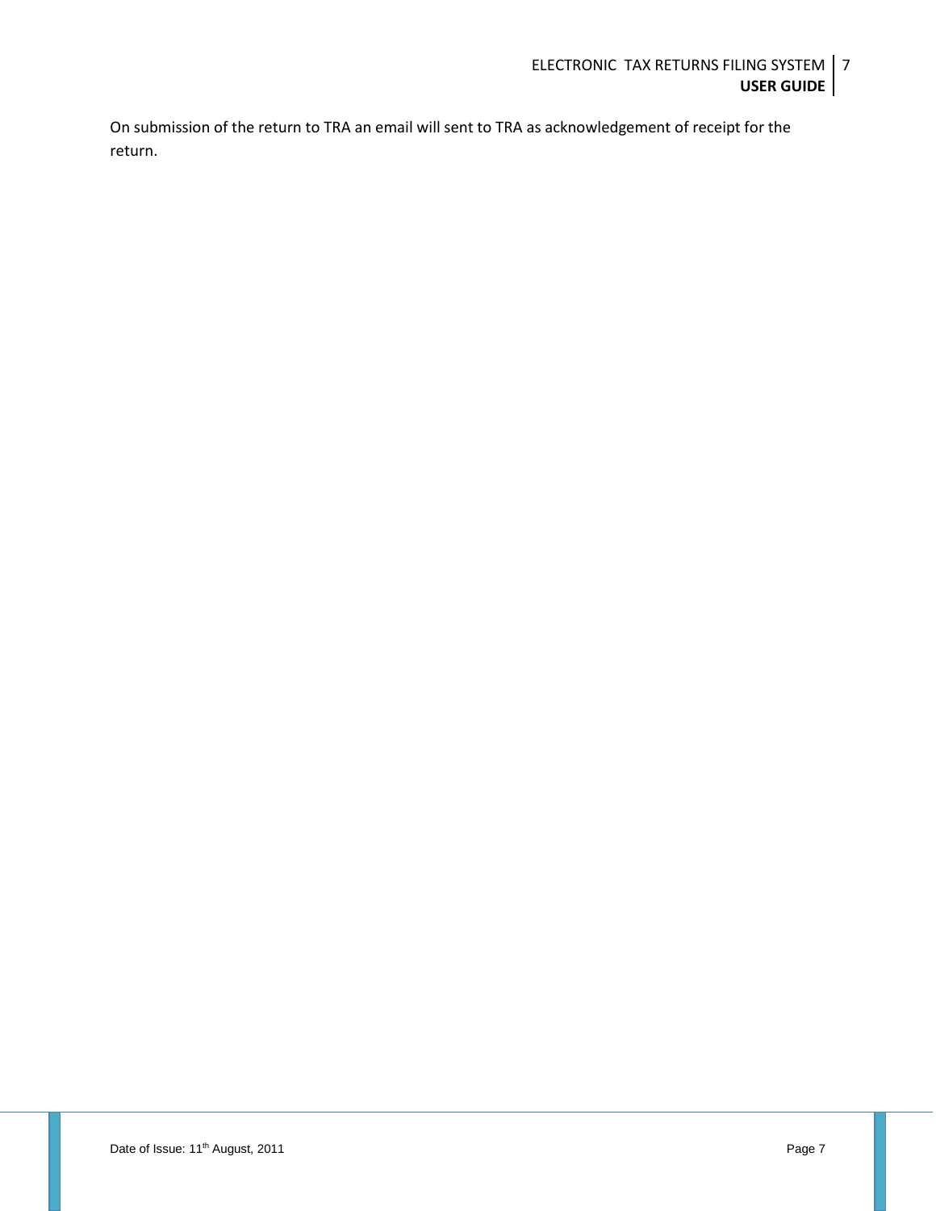On submission of the return to TRA an email will sent to TRA as acknowledgement of receipt for the return.